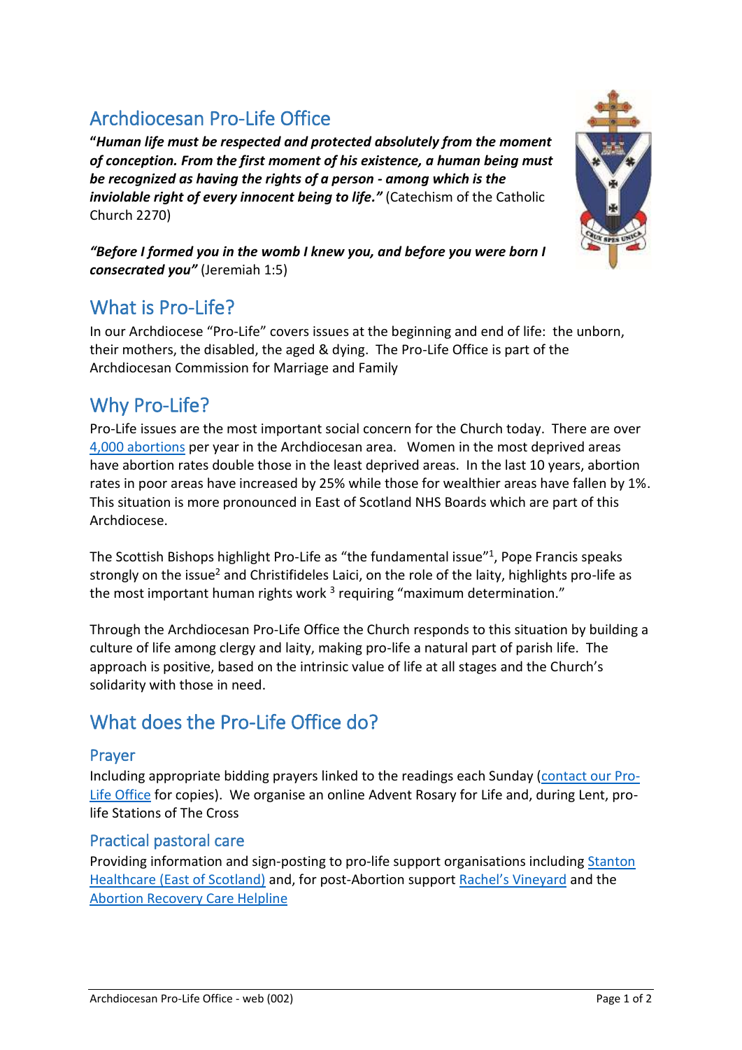# Archdiocesan Pro-Life Office

"***Human life must be respected and protected absolutely from the moment of conception. From the first moment of his existence, a human being must be recognized as having the rights of a person - among which is the inviolable right of every innocent being to life."*** (Catechism of the Catholic Church 2270)

***"Before I formed you in the womb I knew you, and before you were born I consecrated you"*** (Jeremiah 1:5)

## What is Pro-Life?

In our Archdiocese "Pro-Life" covers issues at the beginning and end of life: the unborn, their mothers, the disabled, the aged & dying. The Pro-Life Office is part of the Archdiocesan Commission for Marriage and Family

## Why Pro-Life?

Pro-Life issues are the most important social concern for the Church today. There are over 4,000 abortions per year in the Archdiocesan area. Women in the most deprived areas have abortion rates double those in the least deprived areas. In the last 10 years, abortion rates in poor areas have increased by 25% while those for wealthier areas have fallen by 1%. This situation is more pronounced in East of Scotland NHS Boards which are part of this Archdiocese.

The Scottish Bishops highlight Pro-Life as "the fundamental issue"[1], Pope Francis speaks strongly on the issue[2] and Christifideles Laici, on the role of the laity, highlights pro-life as the most important human rights work [3] requiring "maximum determination."

Through the Archdiocesan Pro-Life Office the Church responds to this situation by building a culture of life among clergy and laity, making pro-life a natural part of parish life. The approach is positive, based on the intrinsic value of life at all stages and the Church's solidarity with those in need.

## What does the Pro-Life Office do?

### Prayer

Including appropriate bidding prayers linked to the readings each Sunday (contact our Pro-Life Office for copies). We organise an online Advent Rosary for Life and, during Lent, pro-life Stations of The Cross

### Practical pastoral care

Providing information and sign-posting to pro-life support organisations including Stanton Healthcare (East of Scotland) and, for post-Abortion support Rachel's Vineyard and the Abortion Recovery Care Helpline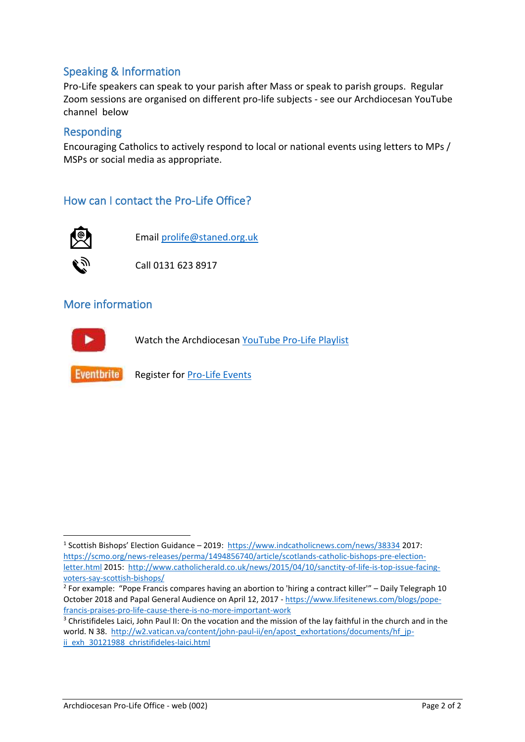## Speaking & Information

Pro-Life speakers can speak to your parish after Mass or speak to parish groups. Regular Zoom sessions are organised on different pro-life subjects - see our Archdiocesan YouTube channel below

## Responding

Encouraging Catholics to actively respond to local or national events using letters to MPs / MSPs or social media as appropriate.

## How can I contact the Pro-Life Office?

Email prolife@staned.org.uk

Call 0131 623 8917

## More information

Watch the Archdiocesan YouTube Pro-Life Playlist

Register for Pro-Life Events

---

[1] Scottish Bishops' Election Guidance – 2019: https://www.indcatholicnews.com/news/38334 2017: https://scmo.org/news-releases/perma/1494856740/article/scotlands-catholic-bishops-pre-election-letter.html 2015: http://www.catholicherald.co.uk/news/2015/04/10/sanctity-of-life-is-top-issue-facing-voters-say-scottish-bishops/

[2] For example: "Pope Francis compares having an abortion to 'hiring a contract killer'" – Daily Telegraph 10 October 2018 and Papal General Audience on April 12, 2017 - https://www.lifesitenews.com/blogs/pope-francis-praises-pro-life-cause-there-is-no-more-important-work

[3] Christifideles Laici, John Paul II: On the vocation and the mission of the lay faithful in the church and in the world. N 38. http://w2.vatican.va/content/john-paul-ii/en/apost_exhortations/documents/hf_jp-ii_exh_30121988_christifideles-laici.html